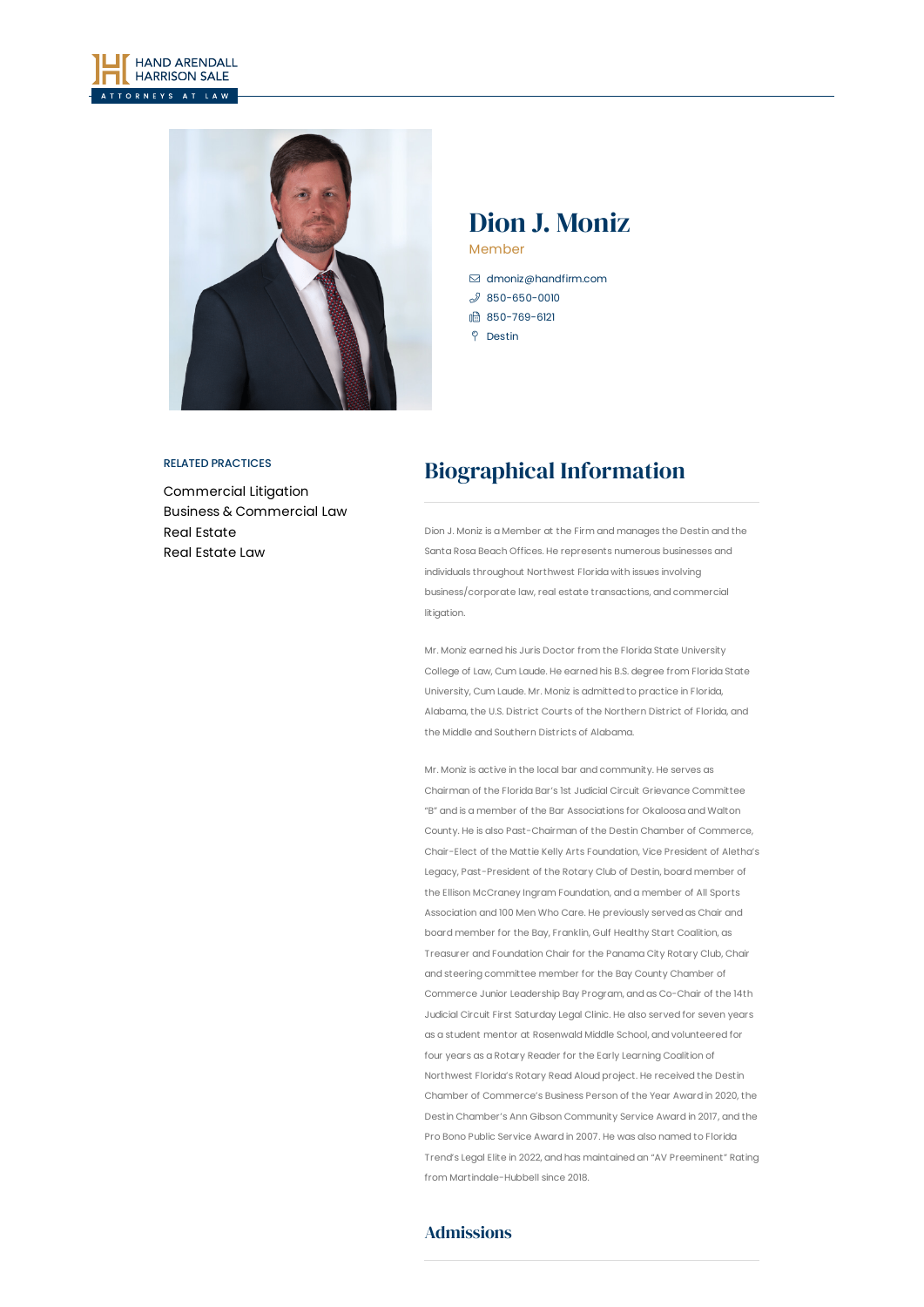HAND ARENDALL HARRISON SALE

ATTORNEYS AT LAW

# Dion J. Moniz

Member

dmoniz@handfirm.com

850-650-0010

850-769-6121

Destin

RELATED PRACTICES

Commercial Litigation

Business & Commercial Law

Real Estate

Real Estate Law

## Biographical Information

Dion J. Moniz is a Member at the Firm and manages the Destin and the Santa Rosa Beach Offices. He represents numerous businesses and individuals throughout Northwest Florida with issues involving business/corporate law, real estate transactions, and commercial litigation.

Mr. Moniz earned his Juris Doctor from the Florida State University College of Law, Cum Laude. He earned his B.S. degree from Florida State University, Cum Laude. Mr. Moniz is admitted to practice in Florida, Alabama, the U.S. District Courts of the Northern District of Florida, and the Middle and Southern Districts of Alabama.

Mr. Moniz is active in the local bar and community. He serves as Chairman of the Florida Bar's 1st Judicial Circuit Grievance Committee "B" and is a member of the Bar Associations for Okaloosa and Walton County. He is also Past-Chairman of the Destin Chamber of Commerce, Chair-Elect of the Mattie Kelly Arts Foundation, Vice President of Aletha's Legacy, Past-President of the Rotary Club of Destin, board member of the Ellison McCraney Ingram Foundation, and a member of All Sports Association and 100 Men Who Care. He previously served as Chair and board member for the Bay, Franklin, Gulf Healthy Start Coalition, as Treasurer and Foundation Chair for the Panama City Rotary Club, Chair and steering committee member for the Bay County Chamber of Commerce Junior Leadership Bay Program, and as Co-Chair of the 14th Judicial Circuit First Saturday Legal Clinic. He also served for seven years as a student mentor at Rosenwald Middle School, and volunteered for four years as a Rotary Reader for the Early Learning Coalition of Northwest Florida's Rotary Read Aloud project. He received the Destin Chamber of Commerce's Business Person of the Year Award in 2020, the Destin Chamber's Ann Gibson Community Service Award in 2017, and the Pro Bono Public Service Award in 2007. He was also named to Florida Trend's Legal Elite in 2022, and has maintained an "AV Preeminent" Rating from Martindale-Hubbell since 2018.

## Admissions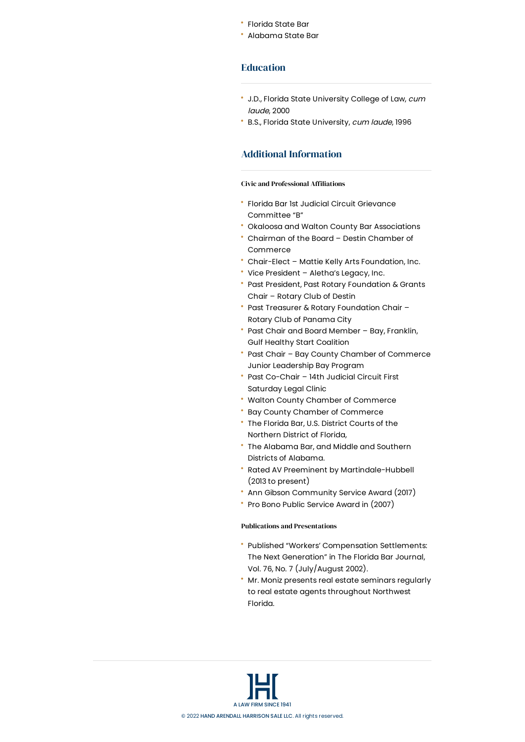- Florida State Bar
- Alabama State Bar

## Education

- J.D., Florida State University College of Law, *cum laude*, 2000
- B.S., Florida State University, *cum laude*, 1996

## Additional Information

#### Civic and Professional Affiliations

- Florida Bar 1st Judicial Circuit Grievance Committee "B"
- Okaloosa and Walton County Bar Associations
- Chairman of the Board – Destin Chamber of Commerce
- Chair-Elect – Mattie Kelly Arts Foundation, Inc.
- Vice President – Aletha's Legacy, Inc.
- Past President, Past Rotary Foundation & Grants Chair – Rotary Club of Destin
- Past Treasurer & Rotary Foundation Chair – Rotary Club of Panama City
- Past Chair and Board Member – Bay, Franklin, Gulf Healthy Start Coalition
- Past Chair – Bay County Chamber of Commerce Junior Leadership Bay Program
- Past Co-Chair – 14th Judicial Circuit First Saturday Legal Clinic
- Walton County Chamber of Commerce
- Bay County Chamber of Commerce
- The Florida Bar, U.S. District Courts of the Northern District of Florida,
- The Alabama Bar, and Middle and Southern Districts of Alabama.
- Rated AV Preeminent by Martindale-Hubbell (2013 to present)
- Ann Gibson Community Service Award (2017)
- Pro Bono Public Service Award in (2007)

#### Publications and Presentations

- Published "Workers' Compensation Settlements: The Next Generation" in The Florida Bar Journal, Vol. 76, No. 7 (July/August 2002).
- Mr. Moniz presents real estate seminars regularly to real estate agents throughout Northwest Florida.

A LAW FIRM SINCE 1941

© 2022 HAND ARENDALL HARRISON SALE LLC. All rights reserved.